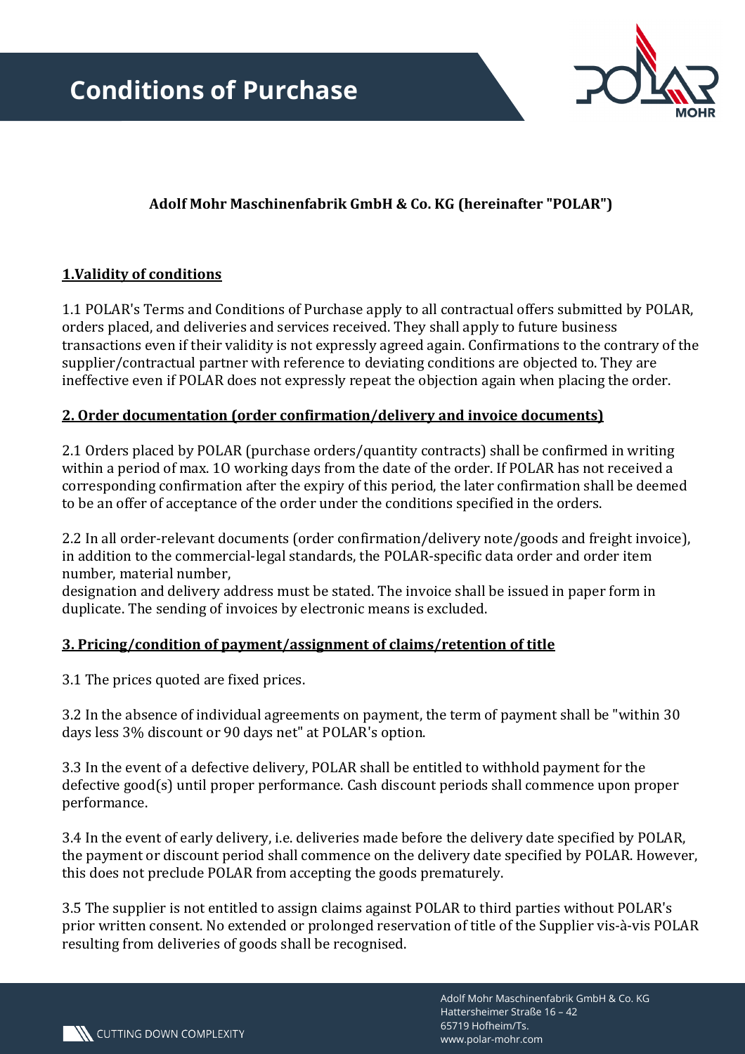# Conditions of Purchase

**Adolf Mohr Maschinenfabrik GmbH & Co. KG (hereinafter "POLAR")**

## 1.Validity of conditions

1.1 POLAR's Terms and Conditions of Purchase apply to all contractual offers submitted by POLAR, orders placed, and deliveries and services received. They shall apply to future business transactions even if their validity is not expressly agreed again. Confirmations to the contrary of the supplier/contractual partner with reference to deviating conditions are objected to. They are ineffective even if POLAR does not expressly repeat the objection again when placing the order.

## 2. Order documentation (order confirmation/delivery and invoice documents)

2.1 Orders placed by POLAR (purchase orders/quantity contracts) shall be confirmed in writing within a period of max. 10 working days from the date of the order. If POLAR has not received a corresponding confirmation after the expiry of this period, the later confirmation shall be deemed to be an offer of acceptance of the order under the conditions specified in the orders.

2.2 In all order-relevant documents (order confirmation/delivery note/goods and freight invoice), in addition to the commercial-legal standards, the POLAR-specific data order and order item number, material number,
designation and delivery address must be stated. The invoice shall be issued in paper form in duplicate. The sending of invoices by electronic means is excluded.

## 3. Pricing/condition of payment/assignment of claims/retention of title

3.1 The prices quoted are fixed prices.

3.2 In the absence of individual agreements on payment, the term of payment shall be "within 30 days less 3% discount or 90 days net" at POLAR's option.

3.3 In the event of a defective delivery, POLAR shall be entitled to withhold payment for the defective good(s) until proper performance. Cash discount periods shall commence upon proper performance.

3.4 In the event of early delivery, i.e. deliveries made before the delivery date specified by POLAR, the payment or discount period shall commence on the delivery date specified by POLAR. However, this does not preclude POLAR from accepting the goods prematurely.

3.5 The supplier is not entitled to assign claims against POLAR to third parties without POLAR's prior written consent. No extended or prolonged reservation of title of the Supplier vis-à-vis POLAR resulting from deliveries of goods shall be recognised.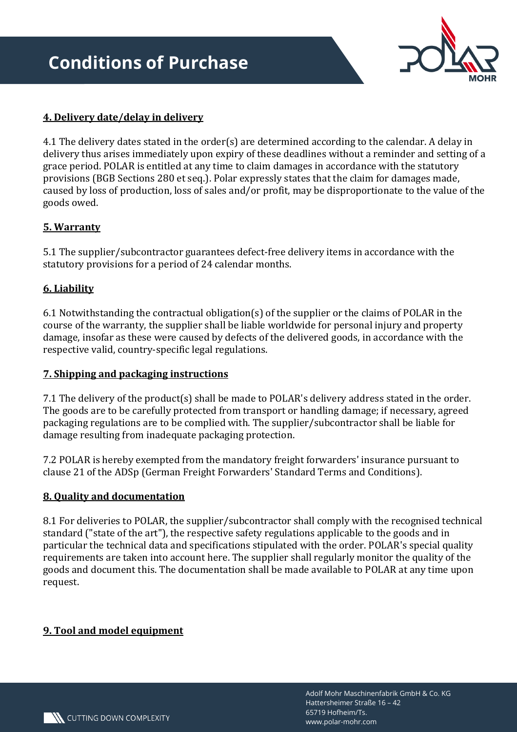## 4. Delivery date/delay in delivery

4.1 The delivery dates stated in the order(s) are determined according to the calendar. A delay in delivery thus arises immediately upon expiry of these deadlines without a reminder and setting of a grace period. POLAR is entitled at any time to claim damages in accordance with the statutory provisions (BGB Sections 280 et seq.). Polar expressly states that the claim for damages made, caused by loss of production, loss of sales and/or profit, may be disproportionate to the value of the goods owed.

## 5. Warranty

5.1 The supplier/subcontractor guarantees defect-free delivery items in accordance with the statutory provisions for a period of 24 calendar months.

## 6. Liability

6.1 Notwithstanding the contractual obligation(s) of the supplier or the claims of POLAR in the course of the warranty, the supplier shall be liable worldwide for personal injury and property damage, insofar as these were caused by defects of the delivered goods, in accordance with the respective valid, country-specific legal regulations.

## 7. Shipping and packaging instructions

7.1 The delivery of the product(s) shall be made to POLAR's delivery address stated in the order. The goods are to be carefully protected from transport or handling damage; if necessary, agreed packaging regulations are to be complied with. The supplier/subcontractor shall be liable for damage resulting from inadequate packaging protection.

7.2 POLAR is hereby exempted from the mandatory freight forwarders' insurance pursuant to clause 21 of the ADSp (German Freight Forwarders' Standard Terms and Conditions).

## 8. Quality and documentation

8.1 For deliveries to POLAR, the supplier/subcontractor shall comply with the recognised technical standard ("state of the art"), the respective safety regulations applicable to the goods and in particular the technical data and specifications stipulated with the order. POLAR's special quality requirements are taken into account here. The supplier shall regularly monitor the quality of the goods and document this. The documentation shall be made available to POLAR at any time upon request.

## 9. Tool and model equipment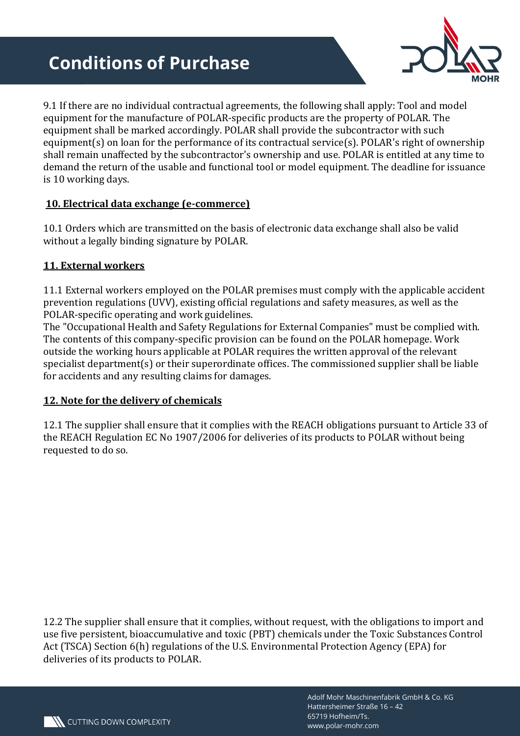9.1 If there are no individual contractual agreements, the following shall apply: Tool and model equipment for the manufacture of POLAR-specific products are the property of POLAR. The equipment shall be marked accordingly. POLAR shall provide the subcontractor with such equipment(s) on loan for the performance of its contractual service(s). POLAR's right of ownership shall remain unaffected by the subcontractor's ownership and use. POLAR is entitled at any time to demand the return of the usable and functional tool or model equipment. The deadline for issuance is 10 working days.

## 10. Electrical data exchange (e-commerce)

10.1 Orders which are transmitted on the basis of electronic data exchange shall also be valid without a legally binding signature by POLAR.

## 11. External workers

11.1 External workers employed on the POLAR premises must comply with the applicable accident prevention regulations (UVV), existing official regulations and safety measures, as well as the POLAR-specific operating and work guidelines.
The "Occupational Health and Safety Regulations for External Companies" must be complied with. The contents of this company-specific provision can be found on the POLAR homepage. Work outside the working hours applicable at POLAR requires the written approval of the relevant specialist department(s) or their superordinate offices. The commissioned supplier shall be liable for accidents and any resulting claims for damages.

## 12. Note for the delivery of chemicals

12.1 The supplier shall ensure that it complies with the REACH obligations pursuant to Article 33 of the REACH Regulation EC No 1907/2006 for deliveries of its products to POLAR without being requested to do so.

12.2 The supplier shall ensure that it complies, without request, with the obligations to import and use five persistent, bioaccumulative and toxic (PBT) chemicals under the Toxic Substances Control Act (TSCA) Section 6(h) regulations of the U.S. Environmental Protection Agency (EPA) for deliveries of its products to POLAR.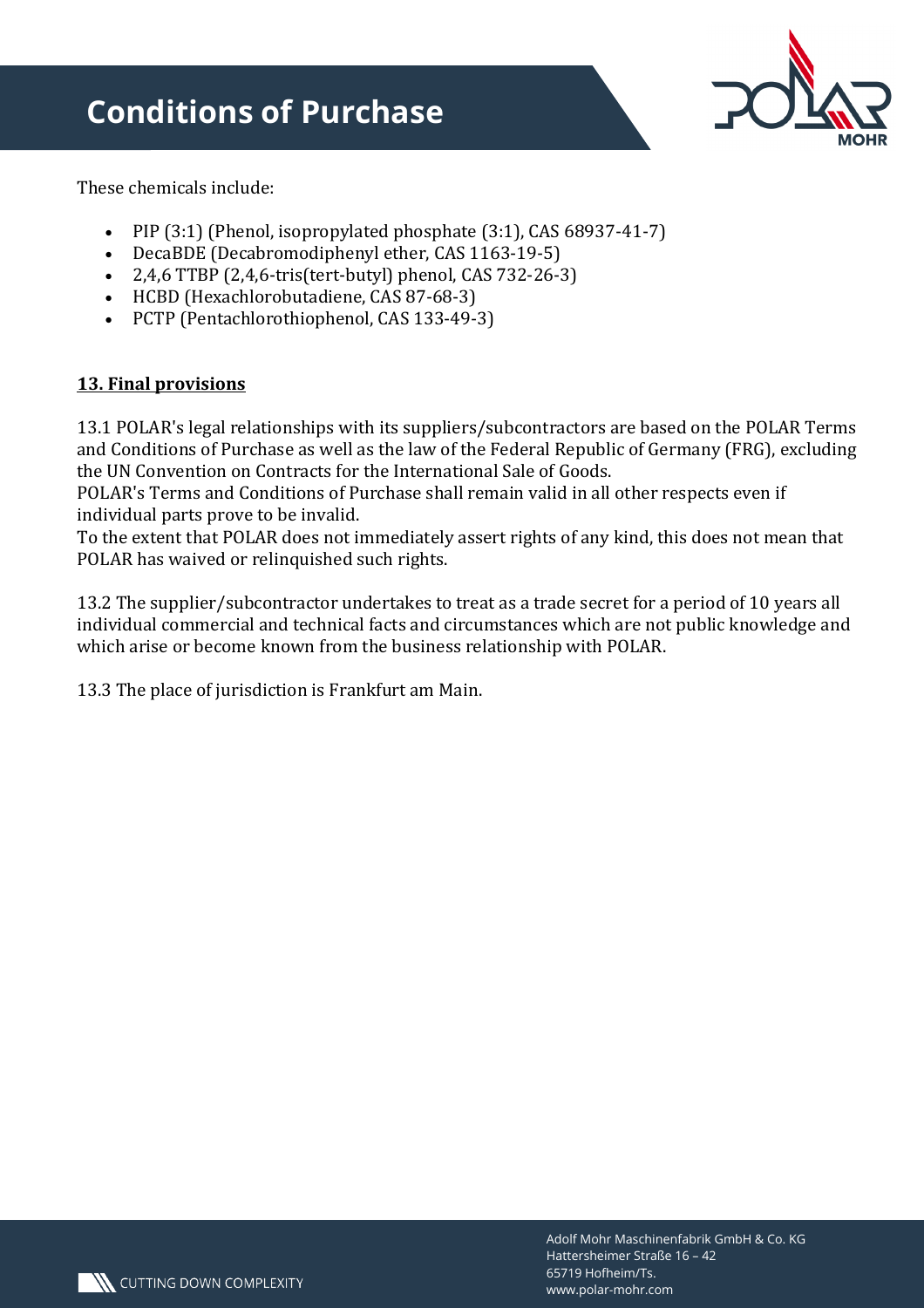These chemicals include:

- PIP (3:1) (Phenol, isopropylated phosphate (3:1), CAS 68937-41-7)
- DecaBDE (Decabromodiphenyl ether, CAS 1163-19-5)
- 2,4,6 TTBP (2,4,6-tris(tert-butyl) phenol, CAS 732-26-3)
- HCBD (Hexachlorobutadiene, CAS 87-68-3)
- PCTP (Pentachlorothiophenol, CAS 133-49-3)

**13. Final provisions**

13.1 POLAR's legal relationships with its suppliers/subcontractors are based on the POLAR Terms and Conditions of Purchase as well as the law of the Federal Republic of Germany (FRG), excluding the UN Convention on Contracts for the International Sale of Goods.
POLAR's Terms and Conditions of Purchase shall remain valid in all other respects even if individual parts prove to be invalid.
To the extent that POLAR does not immediately assert rights of any kind, this does not mean that POLAR has waived or relinquished such rights.

13.2 The supplier/subcontractor undertakes to treat as a trade secret for a period of 10 years all individual commercial and technical facts and circumstances which are not public knowledge and which arise or become known from the business relationship with POLAR.

13.3 The place of jurisdiction is Frankfurt am Main.